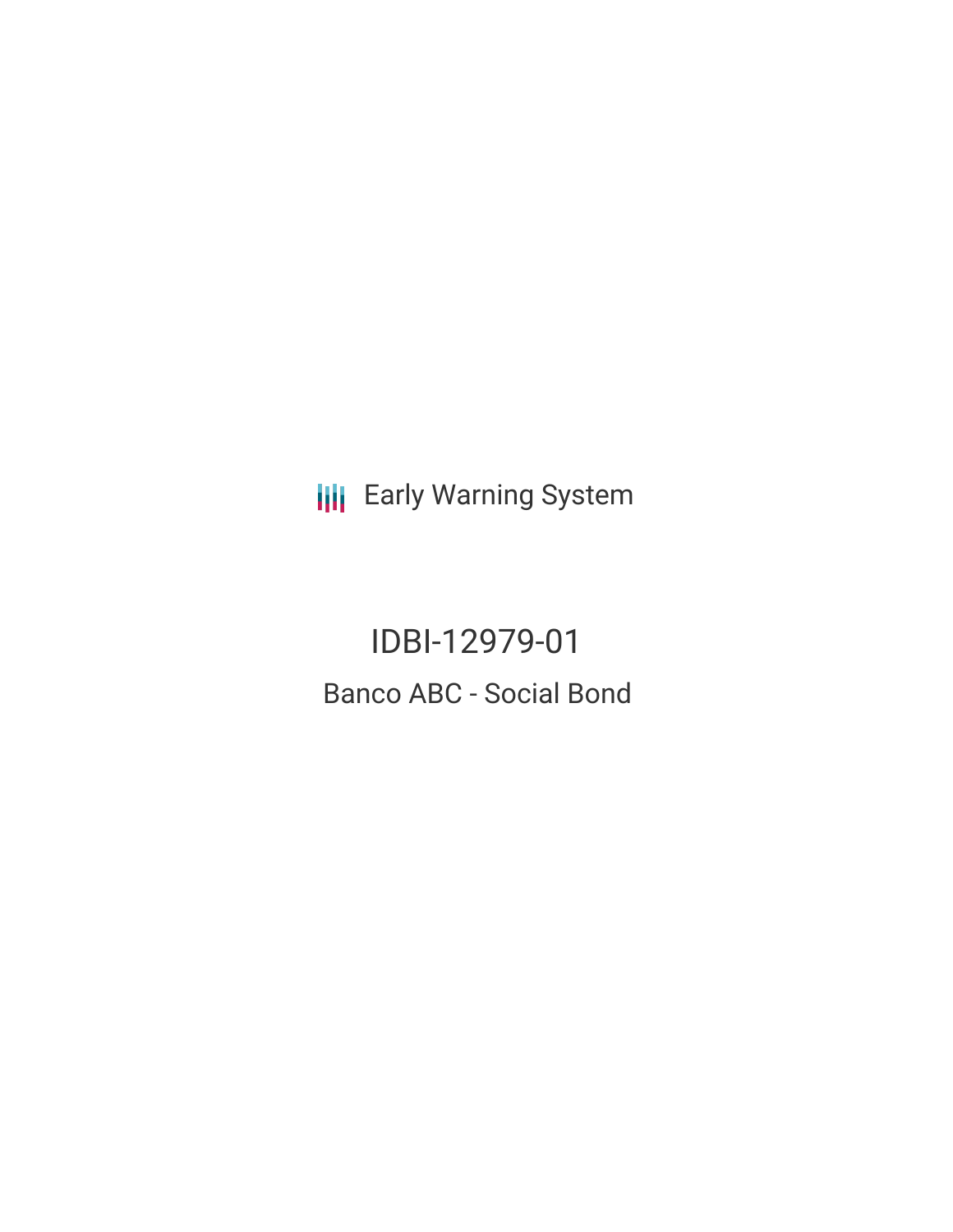Early Warning System

# IDBI-12979-01

## Banco ABC - Social Bond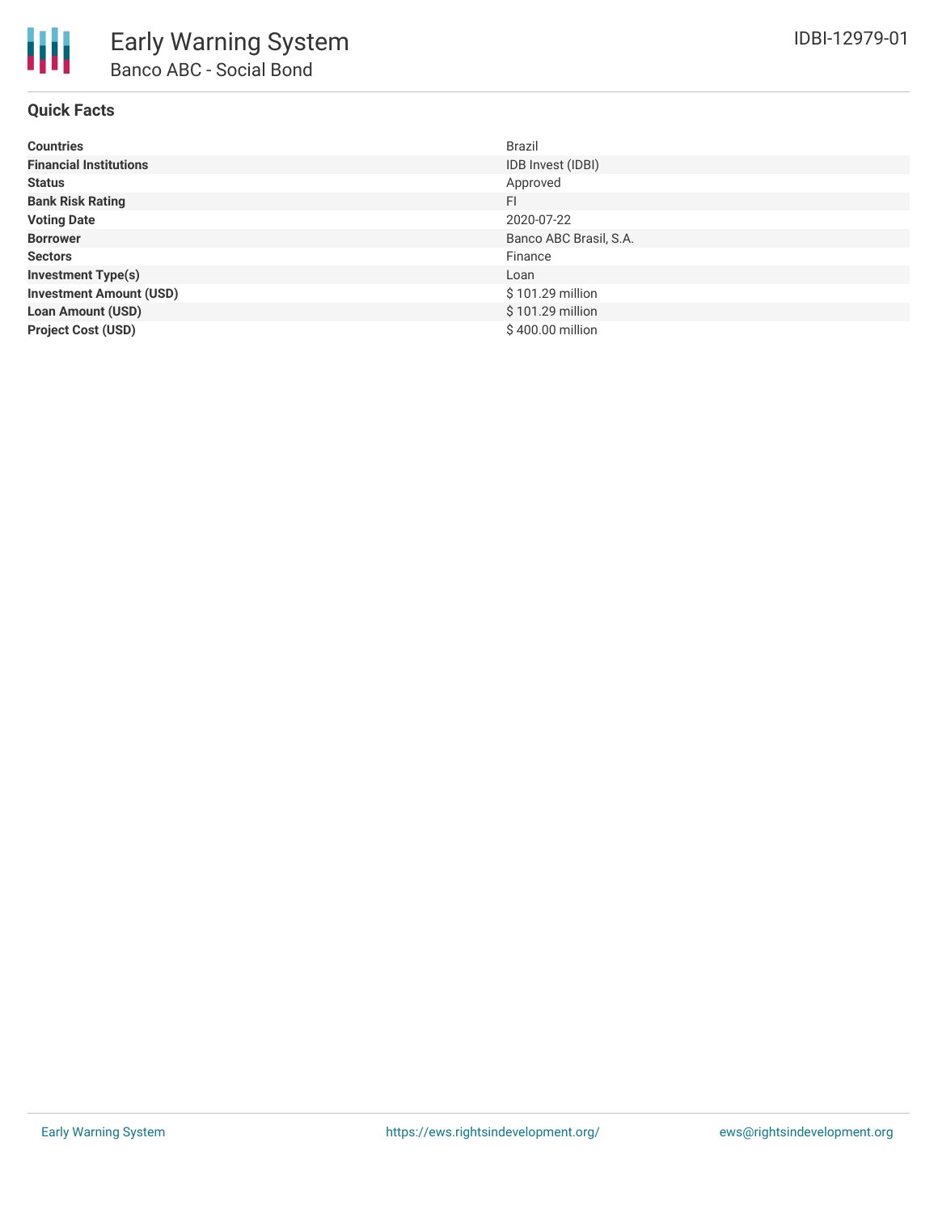# Early Warning System

## Banco ABC - Social Bond

IDBI-12979-01

### Quick Facts

| | |
|---|---|
| **Countries** | Brazil |
| **Financial Institutions** | IDB Invest (IDBI) |
| **Status** | Approved |
| **Bank Risk Rating** | FI |
| **Voting Date** | 2020-07-22 |
| **Borrower** | Banco ABC Brasil, S.A. |
| **Sectors** | Finance |
| **Investment Type(s)** | Loan |
| **Investment Amount (USD)** | $ 101.29 million |
| **Loan Amount (USD)** | $ 101.29 million |
| **Project Cost (USD)** | $ 400.00 million |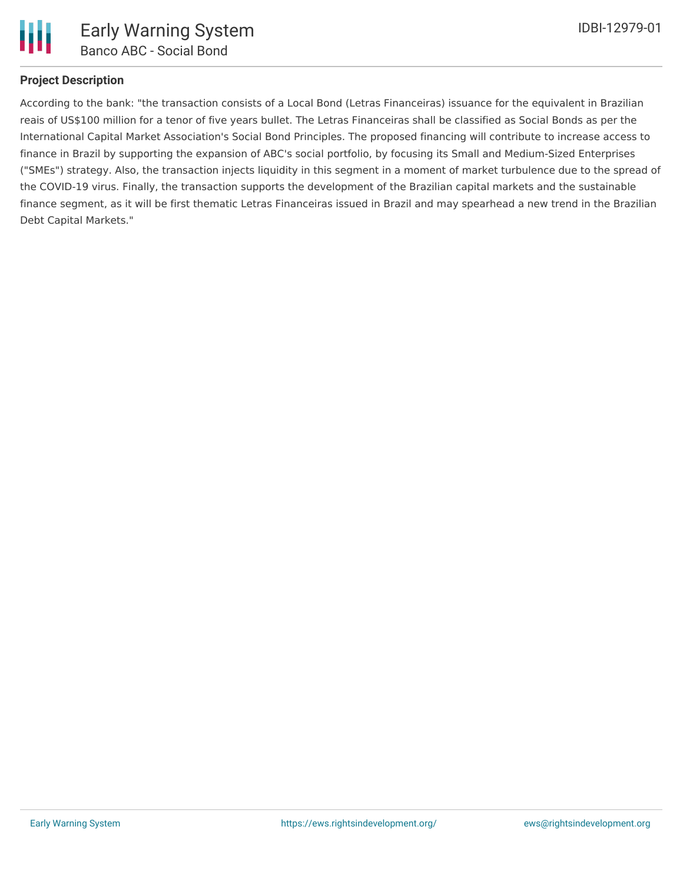## Project Description

According to the bank: "the transaction consists of a Local Bond (Letras Financeiras) issuance for the equivalent in Brazilian reais of US$100 million for a tenor of five years bullet. The Letras Financeiras shall be classified as Social Bonds as per the International Capital Market Association's Social Bond Principles. The proposed financing will contribute to increase access to finance in Brazil by supporting the expansion of ABC's social portfolio, by focusing its Small and Medium-Sized Enterprises ("SMEs") strategy. Also, the transaction injects liquidity in this segment in a moment of market turbulence due to the spread of the COVID-19 virus. Finally, the transaction supports the development of the Brazilian capital markets and the sustainable finance segment, as it will be first thematic Letras Financeiras issued in Brazil and may spearhead a new trend in the Brazilian Debt Capital Markets."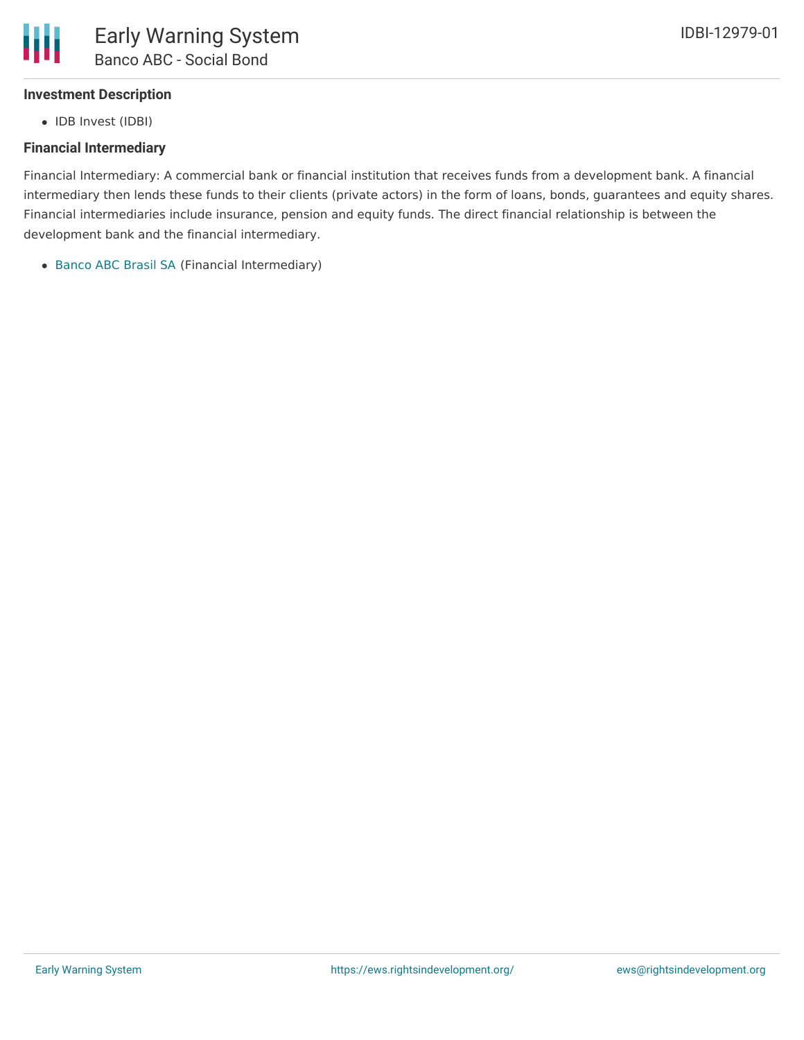### Investment Description

- IDB Invest (IDBI)

### Financial Intermediary

Financial Intermediary: A commercial bank or financial institution that receives funds from a development bank. A financial intermediary then lends these funds to their clients (private actors) in the form of loans, bonds, guarantees and equity shares. Financial intermediaries include insurance, pension and equity funds. The direct financial relationship is between the development bank and the financial intermediary.

- Banco ABC Brasil SA (Financial Intermediary)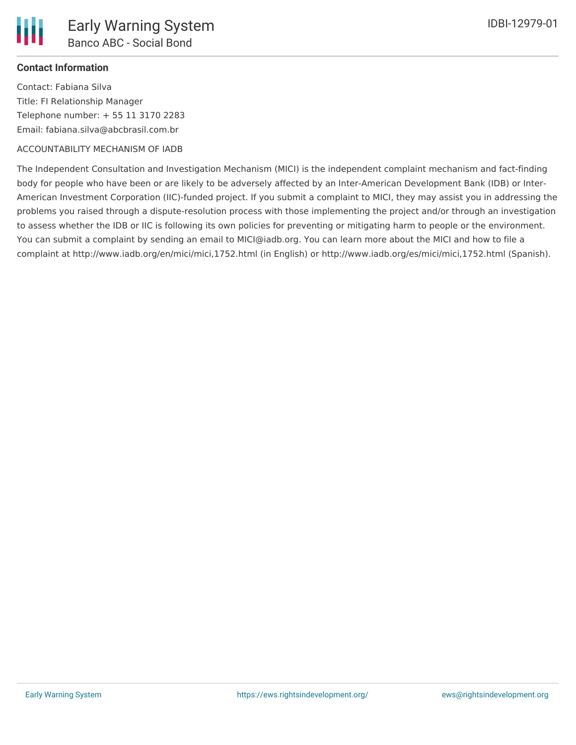**Contact Information**

Contact: Fabiana Silva
Title: FI Relationship Manager
Telephone number: + 55 11 3170 2283
Email: fabiana.silva@abcbrasil.com.br

ACCOUNTABILITY MECHANISM OF IADB

The Independent Consultation and Investigation Mechanism (MICI) is the independent complaint mechanism and fact-finding body for people who have been or are likely to be adversely affected by an Inter-American Development Bank (IDB) or Inter-American Investment Corporation (IIC)-funded project. If you submit a complaint to MICI, they may assist you in addressing the problems you raised through a dispute-resolution process with those implementing the project and/or through an investigation to assess whether the IDB or IIC is following its own policies for preventing or mitigating harm to people or the environment. You can submit a complaint by sending an email to MICI@iadb.org. You can learn more about the MICI and how to file a complaint at http://www.iadb.org/en/mici/mici,1752.html (in English) or http://www.iadb.org/es/mici/mici,1752.html (Spanish).